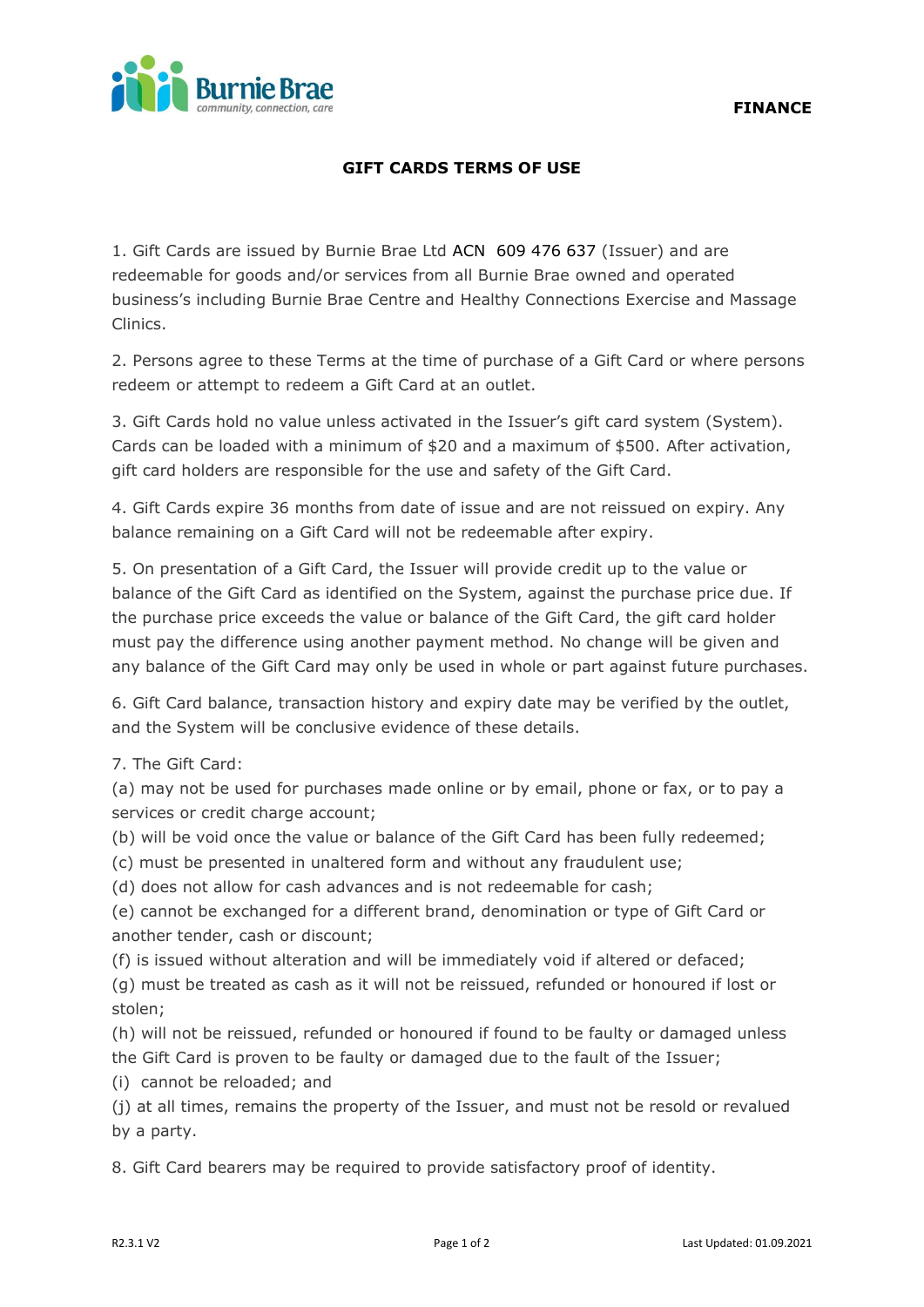**FINANCE**

## GIFT CARDS TERMS OF USE

1. Gift Cards are issued by Burnie Brae Ltd ACN 609 476 637 (Issuer) and are redeemable for goods and/or services from all Burnie Brae owned and operated business's including Burnie Brae Centre and Healthy Connections Exercise and Massage Clinics.

2. Persons agree to these Terms at the time of purchase of a Gift Card or where persons redeem or attempt to redeem a Gift Card at an outlet.

3. Gift Cards hold no value unless activated in the Issuer's gift card system (System). Cards can be loaded with a minimum of $20 and a maximum of $500. After activation, gift card holders are responsible for the use and safety of the Gift Card.

4. Gift Cards expire 36 months from date of issue and are not reissued on expiry. Any balance remaining on a Gift Card will not be redeemable after expiry.

5. On presentation of a Gift Card, the Issuer will provide credit up to the value or balance of the Gift Card as identified on the System, against the purchase price due. If the purchase price exceeds the value or balance of the Gift Card, the gift card holder must pay the difference using another payment method. No change will be given and any balance of the Gift Card may only be used in whole or part against future purchases.

6. Gift Card balance, transaction history and expiry date may be verified by the outlet, and the System will be conclusive evidence of these details.

7. The Gift Card:
(a) may not be used for purchases made online or by email, phone or fax, or to pay a services or credit charge account;
(b) will be void once the value or balance of the Gift Card has been fully redeemed;
(c) must be presented in unaltered form and without any fraudulent use;
(d) does not allow for cash advances and is not redeemable for cash;
(e) cannot be exchanged for a different brand, denomination or type of Gift Card or another tender, cash or discount;
(f) is issued without alteration and will be immediately void if altered or defaced;
(g) must be treated as cash as it will not be reissued, refunded or honoured if lost or stolen;
(h) will not be reissued, refunded or honoured if found to be faulty or damaged unless the Gift Card is proven to be faulty or damaged due to the fault of the Issuer;
(i) cannot be reloaded; and
(j) at all times, remains the property of the Issuer, and must not be resold or revalued by a party.

8. Gift Card bearers may be required to provide satisfactory proof of identity.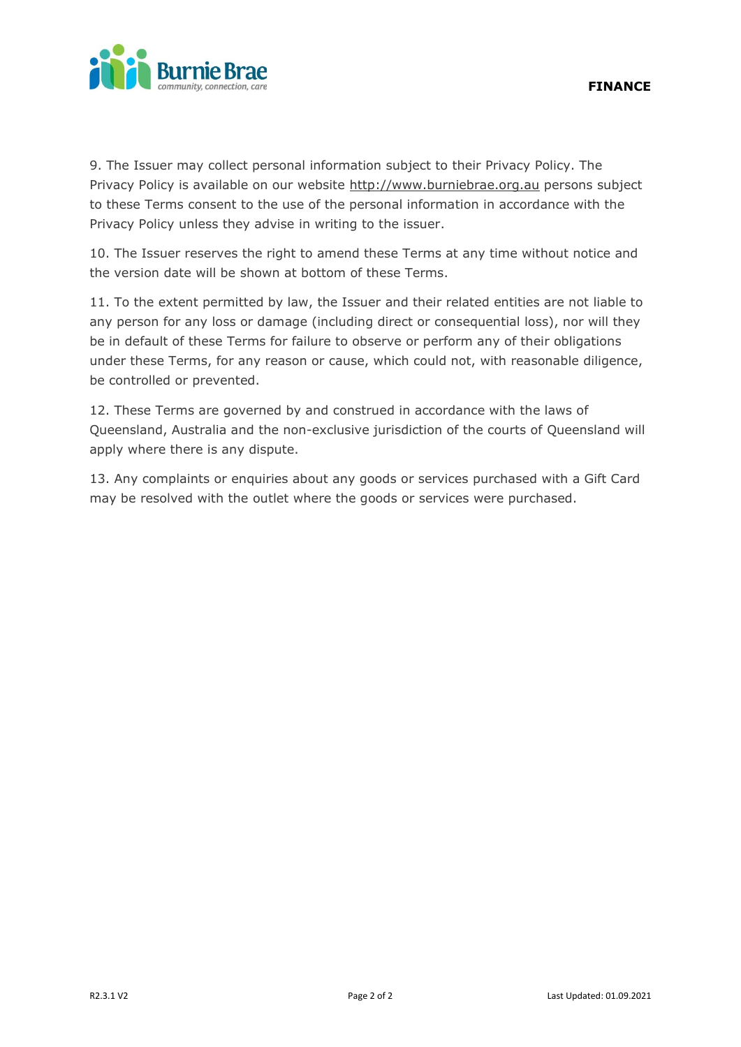9. The Issuer may collect personal information subject to their Privacy Policy. The Privacy Policy is available on our website http://www.burniebrae.org.au persons subject to these Terms consent to the use of the personal information in accordance with the Privacy Policy unless they advise in writing to the issuer.

10. The Issuer reserves the right to amend these Terms at any time without notice and the version date will be shown at bottom of these Terms.

11. To the extent permitted by law, the Issuer and their related entities are not liable to any person for any loss or damage (including direct or consequential loss), nor will they be in default of these Terms for failure to observe or perform any of their obligations under these Terms, for any reason or cause, which could not, with reasonable diligence, be controlled or prevented.

12. These Terms are governed by and construed in accordance with the laws of Queensland, Australia and the non-exclusive jurisdiction of the courts of Queensland will apply where there is any dispute.

13. Any complaints or enquiries about any goods or services purchased with a Gift Card may be resolved with the outlet where the goods or services were purchased.